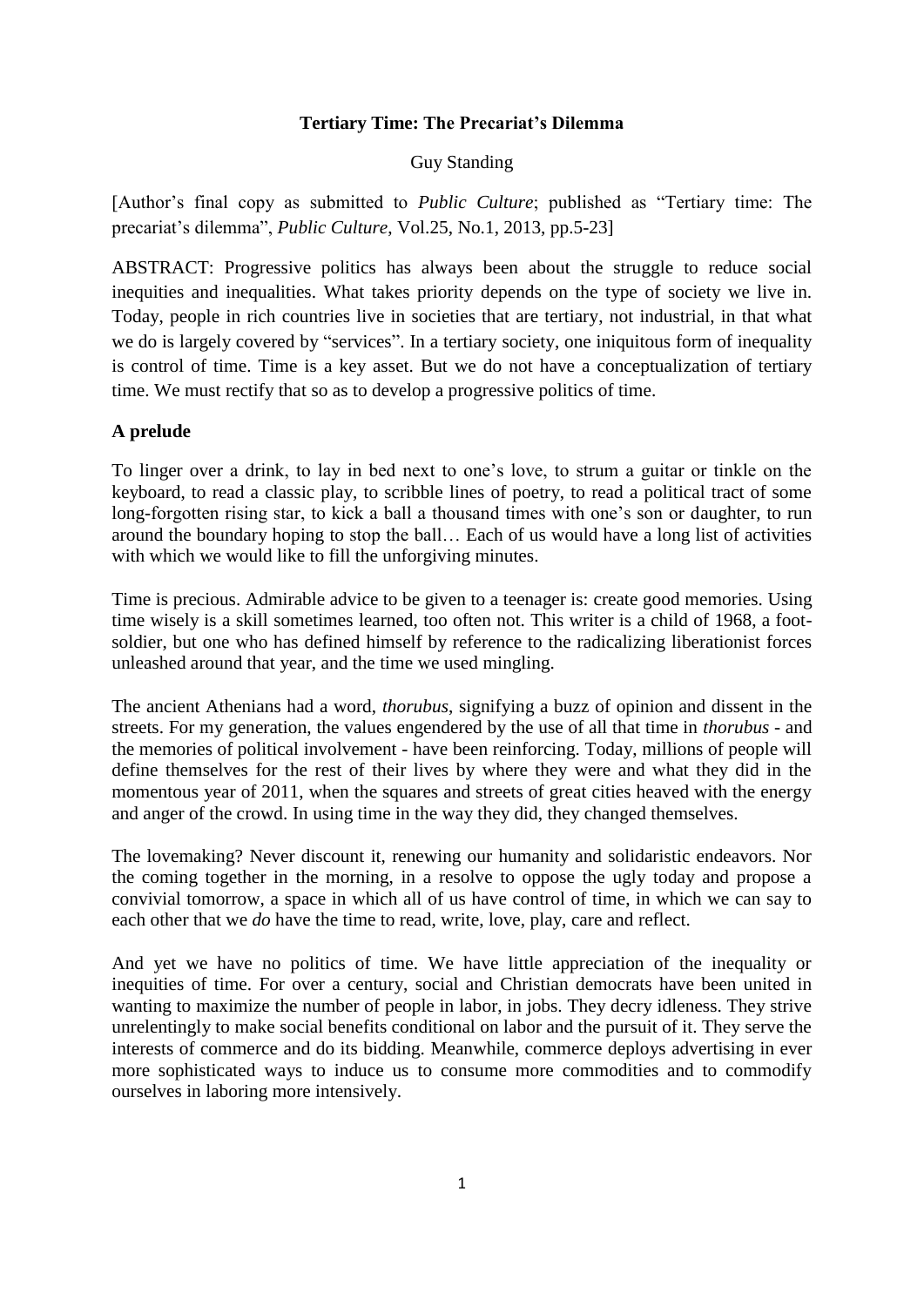**Tertiary Time: The Precariat's Dilemma**

Guy Standing

[Author's final copy as submitted to *Public Culture*; published as "Tertiary time: The precariat's dilemma", *Public Culture*, Vol.25, No.1, 2013, pp.5-23]

ABSTRACT: Progressive politics has always been about the struggle to reduce social inequities and inequalities. What takes priority depends on the type of society we live in. Today, people in rich countries live in societies that are tertiary, not industrial, in that what we do is largely covered by "services". In a tertiary society, one iniquitous form of inequality is control of time. Time is a key asset. But we do not have a conceptualization of tertiary time. We must rectify that so as to develop a progressive politics of time.

## A prelude

To linger over a drink, to lay in bed next to one's love, to strum a guitar or tinkle on the keyboard, to read a classic play, to scribble lines of poetry, to read a political tract of some long-forgotten rising star, to kick a ball a thousand times with one's son or daughter, to run around the boundary hoping to stop the ball… Each of us would have a long list of activities with which we would like to fill the unforgiving minutes.

Time is precious. Admirable advice to be given to a teenager is: create good memories. Using time wisely is a skill sometimes learned, too often not. This writer is a child of 1968, a foot-soldier, but one who has defined himself by reference to the radicalizing liberationist forces unleashed around that year, and the time we used mingling.

The ancient Athenians had a word, *thorubus*, signifying a buzz of opinion and dissent in the streets. For my generation, the values engendered by the use of all that time in *thorubus* - and the memories of political involvement - have been reinforcing. Today, millions of people will define themselves for the rest of their lives by where they were and what they did in the momentous year of 2011, when the squares and streets of great cities heaved with the energy and anger of the crowd. In using time in the way they did, they changed themselves.

The lovemaking? Never discount it, renewing our humanity and solidaristic endeavors. Nor the coming together in the morning, in a resolve to oppose the ugly today and propose a convivial tomorrow, a space in which all of us have control of time, in which we can say to each other that we *do* have the time to read, write, love, play, care and reflect.

And yet we have no politics of time. We have little appreciation of the inequality or inequities of time. For over a century, social and Christian democrats have been united in wanting to maximize the number of people in labor, in jobs. They decry idleness. They strive unrelentingly to make social benefits conditional on labor and the pursuit of it. They serve the interests of commerce and do its bidding. Meanwhile, commerce deploys advertising in ever more sophisticated ways to induce us to consume more commodities and to commodify ourselves in laboring more intensively.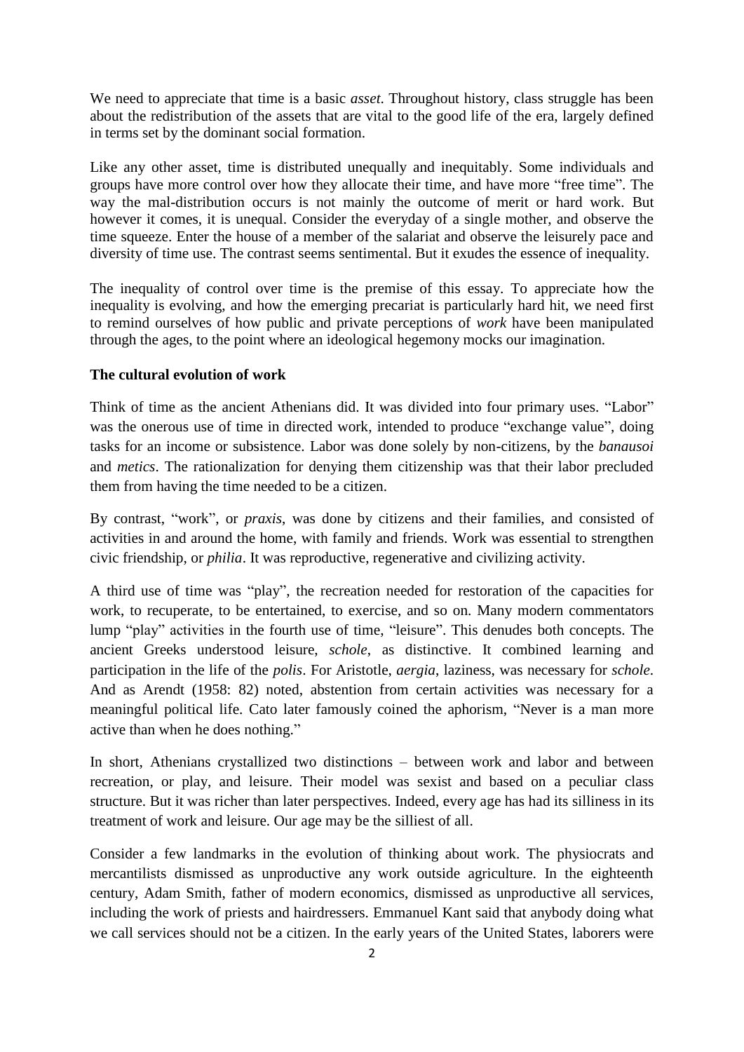We need to appreciate that time is a basic *asset*. Throughout history, class struggle has been about the redistribution of the assets that are vital to the good life of the era, largely defined in terms set by the dominant social formation.

Like any other asset, time is distributed unequally and inequitably. Some individuals and groups have more control over how they allocate their time, and have more "free time". The way the mal-distribution occurs is not mainly the outcome of merit or hard work. But however it comes, it is unequal. Consider the everyday of a single mother, and observe the time squeeze. Enter the house of a member of the salariat and observe the leisurely pace and diversity of time use. The contrast seems sentimental. But it exudes the essence of inequality.

The inequality of control over time is the premise of this essay. To appreciate how the inequality is evolving, and how the emerging precariat is particularly hard hit, we need first to remind ourselves of how public and private perceptions of *work* have been manipulated through the ages, to the point where an ideological hegemony mocks our imagination.

**The cultural evolution of work**

Think of time as the ancient Athenians did. It was divided into four primary uses. "Labor" was the onerous use of time in directed work, intended to produce "exchange value", doing tasks for an income or subsistence. Labor was done solely by non-citizens, by the *banausoi* and *metics*. The rationalization for denying them citizenship was that their labor precluded them from having the time needed to be a citizen.

By contrast, "work", or *praxis*, was done by citizens and their families, and consisted of activities in and around the home, with family and friends. Work was essential to strengthen civic friendship, or *philia*. It was reproductive, regenerative and civilizing activity.

A third use of time was "play", the recreation needed for restoration of the capacities for work, to recuperate, to be entertained, to exercise, and so on. Many modern commentators lump "play" activities in the fourth use of time, "leisure". This denudes both concepts. The ancient Greeks understood leisure, *schole*, as distinctive. It combined learning and participation in the life of the *polis*. For Aristotle, *aergia*, laziness, was necessary for *schole*. And as Arendt (1958: 82) noted, abstention from certain activities was necessary for a meaningful political life. Cato later famously coined the aphorism, "Never is a man more active than when he does nothing."

In short, Athenians crystallized two distinctions – between work and labor and between recreation, or play, and leisure. Their model was sexist and based on a peculiar class structure. But it was richer than later perspectives. Indeed, every age has had its silliness in its treatment of work and leisure. Our age may be the silliest of all.

Consider a few landmarks in the evolution of thinking about work. The physiocrats and mercantilists dismissed as unproductive any work outside agriculture. In the eighteenth century, Adam Smith, father of modern economics, dismissed as unproductive all services, including the work of priests and hairdressers. Emmanuel Kant said that anybody doing what we call services should not be a citizen. In the early years of the United States, laborers were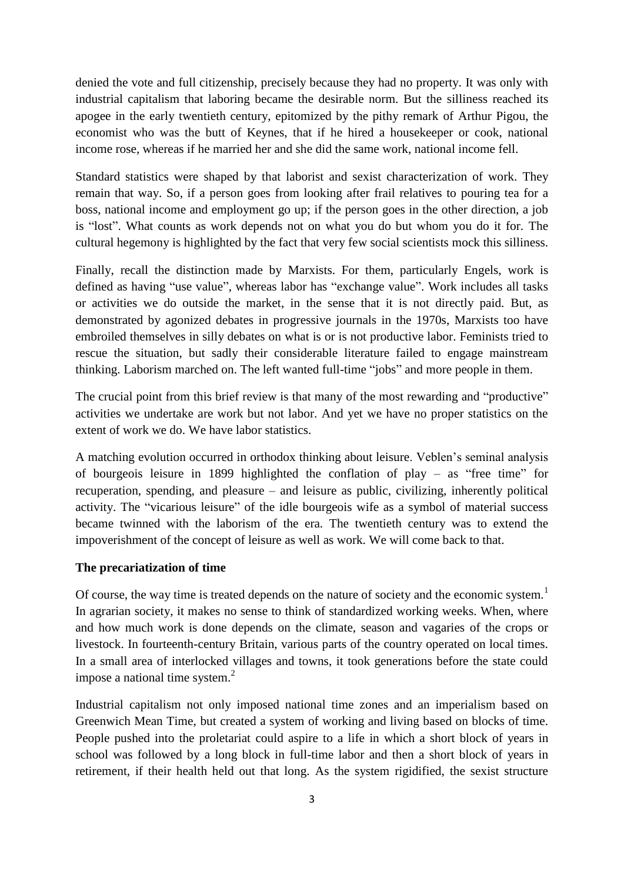denied the vote and full citizenship, precisely because they had no property. It was only with industrial capitalism that laboring became the desirable norm. But the silliness reached its apogee in the early twentieth century, epitomized by the pithy remark of Arthur Pigou, the economist who was the butt of Keynes, that if he hired a housekeeper or cook, national income rose, whereas if he married her and she did the same work, national income fell.

Standard statistics were shaped by that laborist and sexist characterization of work. They remain that way. So, if a person goes from looking after frail relatives to pouring tea for a boss, national income and employment go up; if the person goes in the other direction, a job is "lost". What counts as work depends not on what you do but whom you do it for. The cultural hegemony is highlighted by the fact that very few social scientists mock this silliness.

Finally, recall the distinction made by Marxists. For them, particularly Engels, work is defined as having "use value", whereas labor has "exchange value". Work includes all tasks or activities we do outside the market, in the sense that it is not directly paid. But, as demonstrated by agonized debates in progressive journals in the 1970s, Marxists too have embroiled themselves in silly debates on what is or is not productive labor. Feminists tried to rescue the situation, but sadly their considerable literature failed to engage mainstream thinking. Laborism marched on. The left wanted full-time "jobs" and more people in them.

The crucial point from this brief review is that many of the most rewarding and "productive" activities we undertake are work but not labor. And yet we have no proper statistics on the extent of work we do. We have labor statistics.

A matching evolution occurred in orthodox thinking about leisure. Veblen's seminal analysis of bourgeois leisure in 1899 highlighted the conflation of play – as "free time" for recuperation, spending, and pleasure – and leisure as public, civilizing, inherently political activity. The "vicarious leisure" of the idle bourgeois wife as a symbol of material success became twinned with the laborism of the era. The twentieth century was to extend the impoverishment of the concept of leisure as well as work. We will come back to that.

**The precariatization of time**

Of course, the way time is treated depends on the nature of society and the economic system.[1] In agrarian society, it makes no sense to think of standardized working weeks. When, where and how much work is done depends on the climate, season and vagaries of the crops or livestock. In fourteenth-century Britain, various parts of the country operated on local times. In a small area of interlocked villages and towns, it took generations before the state could impose a national time system.[2]

Industrial capitalism not only imposed national time zones and an imperialism based on Greenwich Mean Time, but created a system of working and living based on blocks of time. People pushed into the proletariat could aspire to a life in which a short block of years in school was followed by a long block in full-time labor and then a short block of years in retirement, if their health held out that long. As the system rigidified, the sexist structure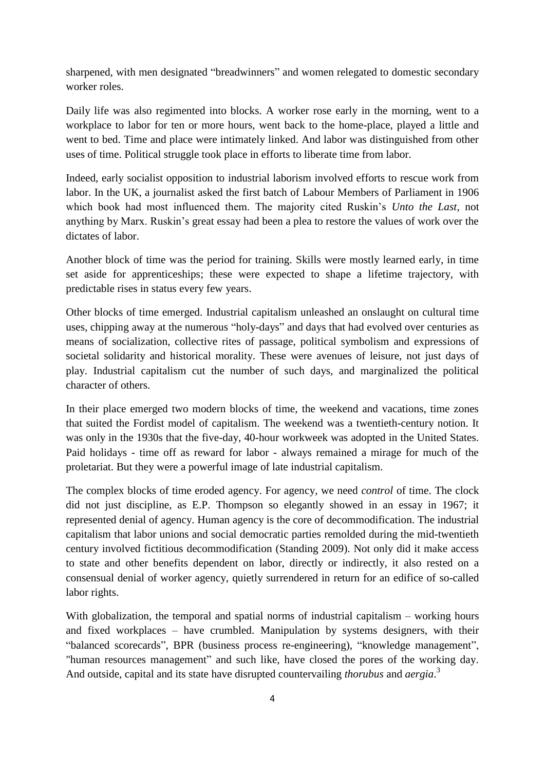sharpened, with men designated "breadwinners" and women relegated to domestic secondary worker roles.

Daily life was also regimented into blocks. A worker rose early in the morning, went to a workplace to labor for ten or more hours, went back to the home-place, played a little and went to bed. Time and place were intimately linked. And labor was distinguished from other uses of time. Political struggle took place in efforts to liberate time from labor.

Indeed, early socialist opposition to industrial laborism involved efforts to rescue work from labor. In the UK, a journalist asked the first batch of Labour Members of Parliament in 1906 which book had most influenced them. The majority cited Ruskin's *Unto the Last*, not anything by Marx. Ruskin's great essay had been a plea to restore the values of work over the dictates of labor.

Another block of time was the period for training. Skills were mostly learned early, in time set aside for apprenticeships; these were expected to shape a lifetime trajectory, with predictable rises in status every few years.

Other blocks of time emerged. Industrial capitalism unleashed an onslaught on cultural time uses, chipping away at the numerous "holy-days" and days that had evolved over centuries as means of socialization, collective rites of passage, political symbolism and expressions of societal solidarity and historical morality. These were avenues of leisure, not just days of play. Industrial capitalism cut the number of such days, and marginalized the political character of others.

In their place emerged two modern blocks of time, the weekend and vacations, time zones that suited the Fordist model of capitalism. The weekend was a twentieth-century notion. It was only in the 1930s that the five-day, 40-hour workweek was adopted in the United States. Paid holidays - time off as reward for labor - always remained a mirage for much of the proletariat. But they were a powerful image of late industrial capitalism.

The complex blocks of time eroded agency. For agency, we need *control* of time. The clock did not just discipline, as E.P. Thompson so elegantly showed in an essay in 1967; it represented denial of agency. Human agency is the core of decommodification. The industrial capitalism that labor unions and social democratic parties remolded during the mid-twentieth century involved fictitious decommodification (Standing 2009). Not only did it make access to state and other benefits dependent on labor, directly or indirectly, it also rested on a consensual denial of worker agency, quietly surrendered in return for an edifice of so-called labor rights.

With globalization, the temporal and spatial norms of industrial capitalism – working hours and fixed workplaces – have crumbled. Manipulation by systems designers, with their "balanced scorecards", BPR (business process re-engineering), "knowledge management", "human resources management" and such like, have closed the pores of the working day. And outside, capital and its state have disrupted countervailing *thorubus* and *aergia*.[3]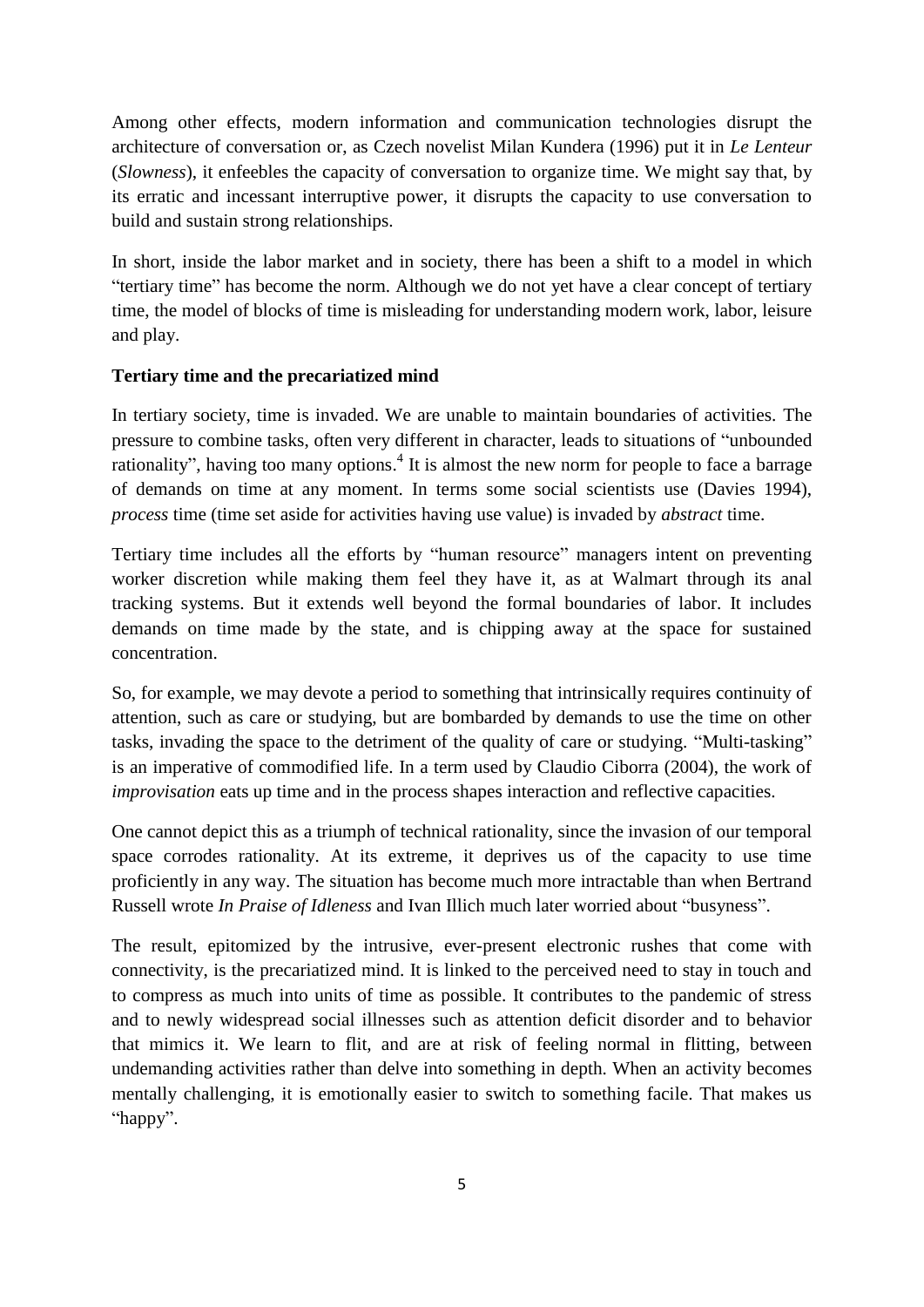Among other effects, modern information and communication technologies disrupt the architecture of conversation or, as Czech novelist Milan Kundera (1996) put it in *Le Lenteur* (*Slowness*), it enfeebles the capacity of conversation to organize time. We might say that, by its erratic and incessant interruptive power, it disrupts the capacity to use conversation to build and sustain strong relationships.

In short, inside the labor market and in society, there has been a shift to a model in which "tertiary time" has become the norm. Although we do not yet have a clear concept of tertiary time, the model of blocks of time is misleading for understanding modern work, labor, leisure and play.

**Tertiary time and the precariatized mind**

In tertiary society, time is invaded. We are unable to maintain boundaries of activities. The pressure to combine tasks, often very different in character, leads to situations of "unbounded rationality", having too many options.[4] It is almost the new norm for people to face a barrage of demands on time at any moment. In terms some social scientists use (Davies 1994), *process* time (time set aside for activities having use value) is invaded by *abstract* time.

Tertiary time includes all the efforts by "human resource" managers intent on preventing worker discretion while making them feel they have it, as at Walmart through its anal tracking systems. But it extends well beyond the formal boundaries of labor. It includes demands on time made by the state, and is chipping away at the space for sustained concentration.

So, for example, we may devote a period to something that intrinsically requires continuity of attention, such as care or studying, but are bombarded by demands to use the time on other tasks, invading the space to the detriment of the quality of care or studying. "Multi-tasking" is an imperative of commodified life. In a term used by Claudio Ciborra (2004), the work of *improvisation* eats up time and in the process shapes interaction and reflective capacities.

One cannot depict this as a triumph of technical rationality, since the invasion of our temporal space corrodes rationality. At its extreme, it deprives us of the capacity to use time proficiently in any way. The situation has become much more intractable than when Bertrand Russell wrote *In Praise of Idleness* and Ivan Illich much later worried about "busyness".

The result, epitomized by the intrusive, ever-present electronic rushes that come with connectivity, is the precariatized mind. It is linked to the perceived need to stay in touch and to compress as much into units of time as possible. It contributes to the pandemic of stress and to newly widespread social illnesses such as attention deficit disorder and to behavior that mimics it. We learn to flit, and are at risk of feeling normal in flitting, between undemanding activities rather than delve into something in depth. When an activity becomes mentally challenging, it is emotionally easier to switch to something facile. That makes us "happy".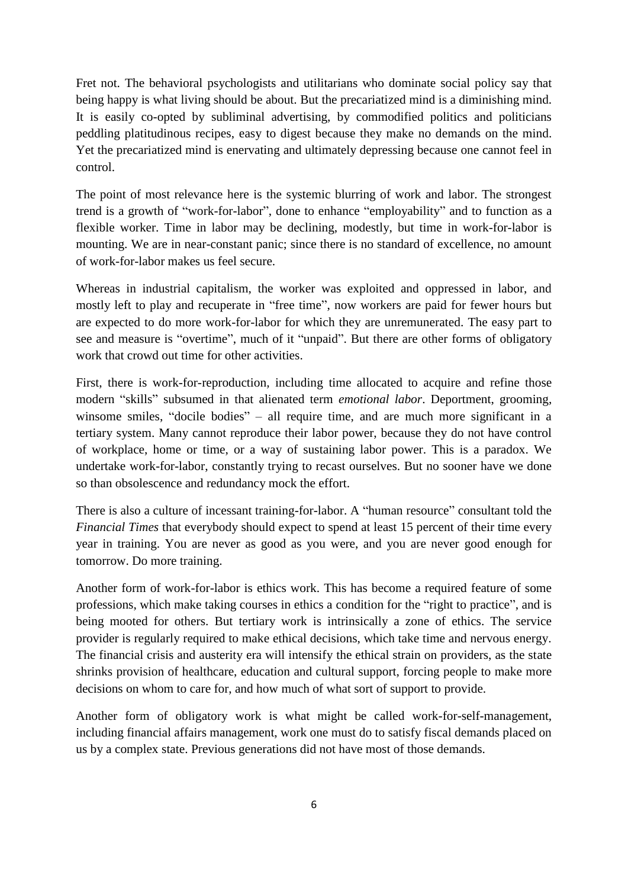Fret not. The behavioral psychologists and utilitarians who dominate social policy say that being happy is what living should be about. But the precariatized mind is a diminishing mind. It is easily co-opted by subliminal advertising, by commodified politics and politicians peddling platitudinous recipes, easy to digest because they make no demands on the mind. Yet the precariatized mind is enervating and ultimately depressing because one cannot feel in control.

The point of most relevance here is the systemic blurring of work and labor. The strongest trend is a growth of "work-for-labor", done to enhance "employability" and to function as a flexible worker. Time in labor may be declining, modestly, but time in work-for-labor is mounting. We are in near-constant panic; since there is no standard of excellence, no amount of work-for-labor makes us feel secure.

Whereas in industrial capitalism, the worker was exploited and oppressed in labor, and mostly left to play and recuperate in "free time", now workers are paid for fewer hours but are expected to do more work-for-labor for which they are unremunerated. The easy part to see and measure is "overtime", much of it "unpaid". But there are other forms of obligatory work that crowd out time for other activities.

First, there is work-for-reproduction, including time allocated to acquire and refine those modern "skills" subsumed in that alienated term *emotional labor*. Deportment, grooming, winsome smiles, "docile bodies" – all require time, and are much more significant in a tertiary system. Many cannot reproduce their labor power, because they do not have control of workplace, home or time, or a way of sustaining labor power. This is a paradox. We undertake work-for-labor, constantly trying to recast ourselves. But no sooner have we done so than obsolescence and redundancy mock the effort.

There is also a culture of incessant training-for-labor. A "human resource" consultant told the *Financial Times* that everybody should expect to spend at least 15 percent of their time every year in training. You are never as good as you were, and you are never good enough for tomorrow. Do more training.

Another form of work-for-labor is ethics work. This has become a required feature of some professions, which make taking courses in ethics a condition for the "right to practice", and is being mooted for others. But tertiary work is intrinsically a zone of ethics. The service provider is regularly required to make ethical decisions, which take time and nervous energy. The financial crisis and austerity era will intensify the ethical strain on providers, as the state shrinks provision of healthcare, education and cultural support, forcing people to make more decisions on whom to care for, and how much of what sort of support to provide.

Another form of obligatory work is what might be called work-for-self-management, including financial affairs management, work one must do to satisfy fiscal demands placed on us by a complex state. Previous generations did not have most of those demands.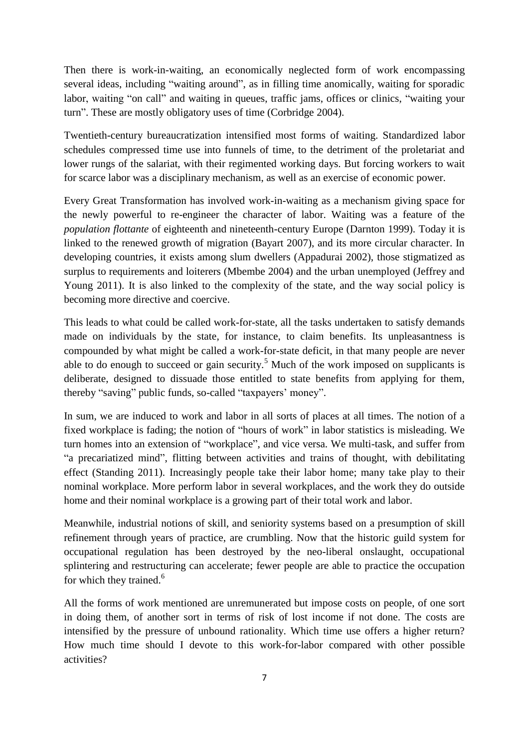Then there is work-in-waiting, an economically neglected form of work encompassing several ideas, including "waiting around", as in filling time anomically, waiting for sporadic labor, waiting "on call" and waiting in queues, traffic jams, offices or clinics, "waiting your turn". These are mostly obligatory uses of time (Corbridge 2004).

Twentieth-century bureaucratization intensified most forms of waiting. Standardized labor schedules compressed time use into funnels of time, to the detriment of the proletariat and lower rungs of the salariat, with their regimented working days. But forcing workers to wait for scarce labor was a disciplinary mechanism, as well as an exercise of economic power.

Every Great Transformation has involved work-in-waiting as a mechanism giving space for the newly powerful to re-engineer the character of labor. Waiting was a feature of the *population flottante* of eighteenth and nineteenth-century Europe (Darnton 1999). Today it is linked to the renewed growth of migration (Bayart 2007), and its more circular character. In developing countries, it exists among slum dwellers (Appadurai 2002), those stigmatized as surplus to requirements and loiterers (Mbembe 2004) and the urban unemployed (Jeffrey and Young 2011). It is also linked to the complexity of the state, and the way social policy is becoming more directive and coercive.

This leads to what could be called work-for-state, all the tasks undertaken to satisfy demands made on individuals by the state, for instance, to claim benefits. Its unpleasantness is compounded by what might be called a work-for-state deficit, in that many people are never able to do enough to succeed or gain security.[5] Much of the work imposed on supplicants is deliberate, designed to dissuade those entitled to state benefits from applying for them, thereby "saving" public funds, so-called "taxpayers' money".

In sum, we are induced to work and labor in all sorts of places at all times. The notion of a fixed workplace is fading; the notion of "hours of work" in labor statistics is misleading. We turn homes into an extension of "workplace", and vice versa. We multi-task, and suffer from "a precariatized mind", flitting between activities and trains of thought, with debilitating effect (Standing 2011). Increasingly people take their labor home; many take play to their nominal workplace. More perform labor in several workplaces, and the work they do outside home and their nominal workplace is a growing part of their total work and labor.

Meanwhile, industrial notions of skill, and seniority systems based on a presumption of skill refinement through years of practice, are crumbling. Now that the historic guild system for occupational regulation has been destroyed by the neo-liberal onslaught, occupational splintering and restructuring can accelerate; fewer people are able to practice the occupation for which they trained.[6]

All the forms of work mentioned are unremunerated but impose costs on people, of one sort in doing them, of another sort in terms of risk of lost income if not done. The costs are intensified by the pressure of unbound rationality. Which time use offers a higher return? How much time should I devote to this work-for-labor compared with other possible activities?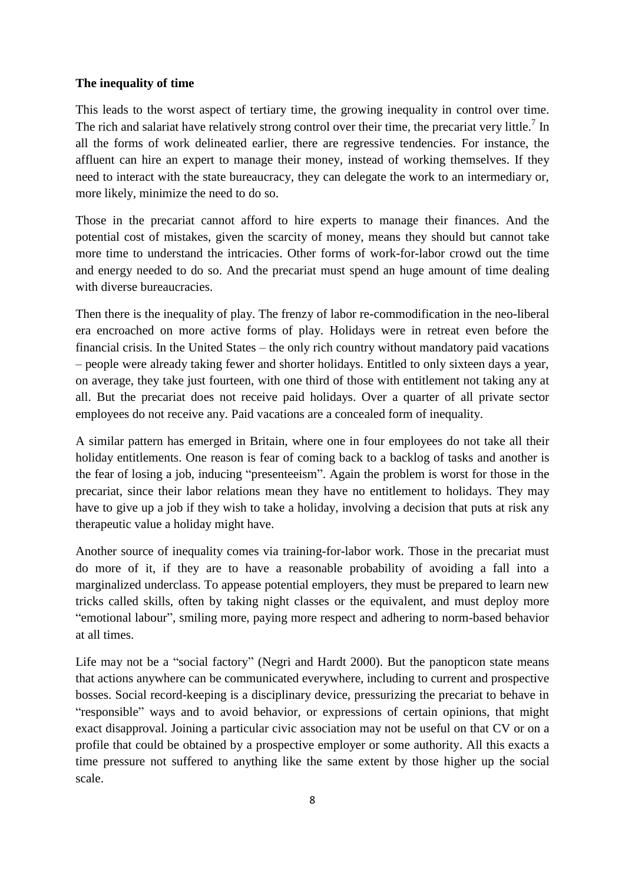**The inequality of time**

This leads to the worst aspect of tertiary time, the growing inequality in control over time. The rich and salariat have relatively strong control over their time, the precariat very little.[7] In all the forms of work delineated earlier, there are regressive tendencies. For instance, the affluent can hire an expert to manage their money, instead of working themselves. If they need to interact with the state bureaucracy, they can delegate the work to an intermediary or, more likely, minimize the need to do so.

Those in the precariat cannot afford to hire experts to manage their finances. And the potential cost of mistakes, given the scarcity of money, means they should but cannot take more time to understand the intricacies. Other forms of work-for-labor crowd out the time and energy needed to do so. And the precariat must spend an huge amount of time dealing with diverse bureaucracies.

Then there is the inequality of play. The frenzy of labor re-commodification in the neo-liberal era encroached on more active forms of play. Holidays were in retreat even before the financial crisis. In the United States – the only rich country without mandatory paid vacations – people were already taking fewer and shorter holidays. Entitled to only sixteen days a year, on average, they take just fourteen, with one third of those with entitlement not taking any at all. But the precariat does not receive paid holidays. Over a quarter of all private sector employees do not receive any. Paid vacations are a concealed form of inequality.

A similar pattern has emerged in Britain, where one in four employees do not take all their holiday entitlements. One reason is fear of coming back to a backlog of tasks and another is the fear of losing a job, inducing "presenteeism". Again the problem is worst for those in the precariat, since their labor relations mean they have no entitlement to holidays. They may have to give up a job if they wish to take a holiday, involving a decision that puts at risk any therapeutic value a holiday might have.

Another source of inequality comes via training-for-labor work. Those in the precariat must do more of it, if they are to have a reasonable probability of avoiding a fall into a marginalized underclass. To appease potential employers, they must be prepared to learn new tricks called skills, often by taking night classes or the equivalent, and must deploy more "emotional labour", smiling more, paying more respect and adhering to norm-based behavior at all times.

Life may not be a "social factory" (Negri and Hardt 2000). But the panopticon state means that actions anywhere can be communicated everywhere, including to current and prospective bosses. Social record-keeping is a disciplinary device, pressurizing the precariat to behave in "responsible" ways and to avoid behavior, or expressions of certain opinions, that might exact disapproval. Joining a particular civic association may not be useful on that CV or on a profile that could be obtained by a prospective employer or some authority. All this exacts a time pressure not suffered to anything like the same extent by those higher up the social scale.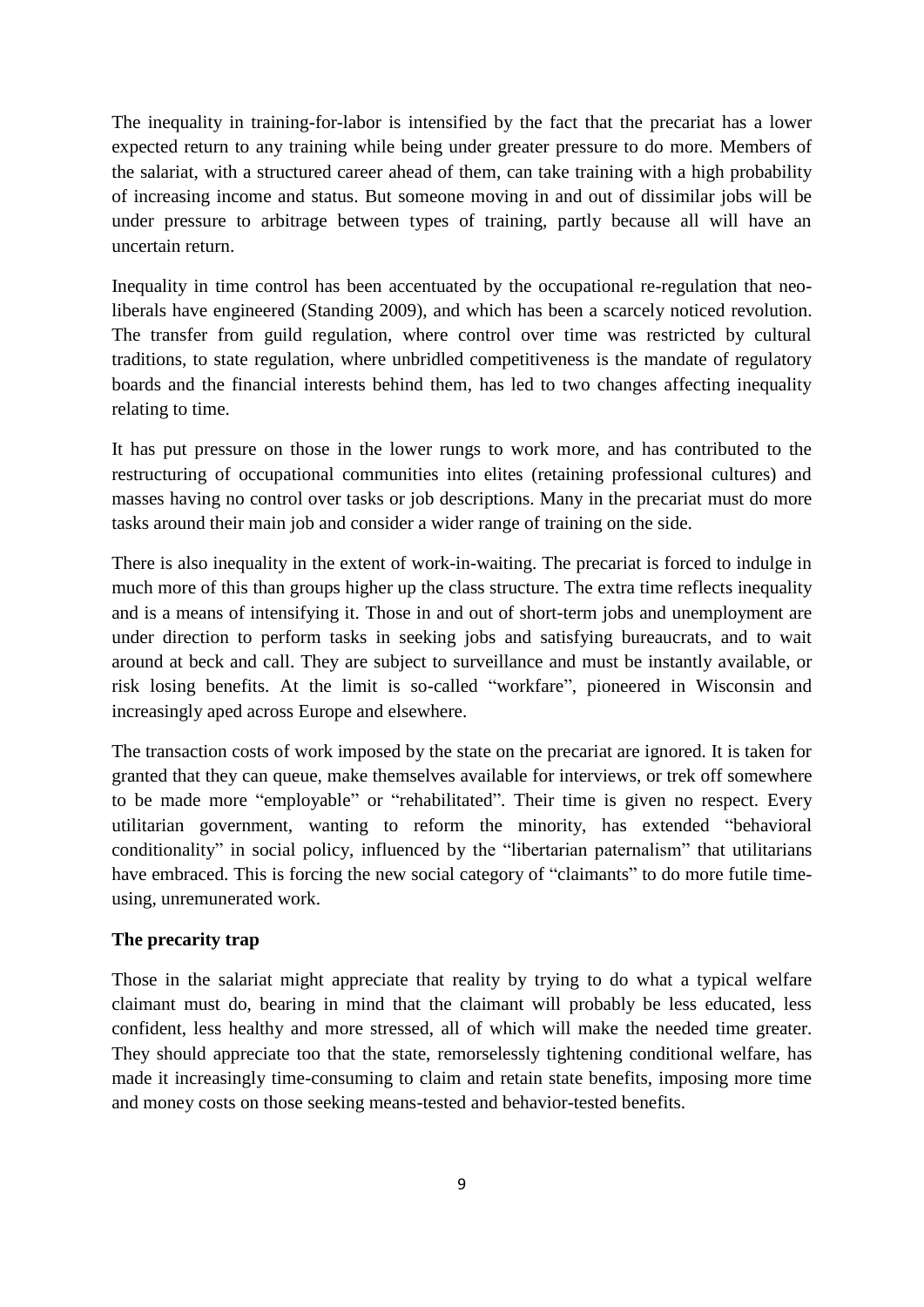The inequality in training-for-labor is intensified by the fact that the precariat has a lower expected return to any training while being under greater pressure to do more. Members of the salariat, with a structured career ahead of them, can take training with a high probability of increasing income and status. But someone moving in and out of dissimilar jobs will be under pressure to arbitrage between types of training, partly because all will have an uncertain return.

Inequality in time control has been accentuated by the occupational re-regulation that neo-liberals have engineered (Standing 2009), and which has been a scarcely noticed revolution. The transfer from guild regulation, where control over time was restricted by cultural traditions, to state regulation, where unbridled competitiveness is the mandate of regulatory boards and the financial interests behind them, has led to two changes affecting inequality relating to time.

It has put pressure on those in the lower rungs to work more, and has contributed to the restructuring of occupational communities into elites (retaining professional cultures) and masses having no control over tasks or job descriptions. Many in the precariat must do more tasks around their main job and consider a wider range of training on the side.

There is also inequality in the extent of work-in-waiting. The precariat is forced to indulge in much more of this than groups higher up the class structure. The extra time reflects inequality and is a means of intensifying it. Those in and out of short-term jobs and unemployment are under direction to perform tasks in seeking jobs and satisfying bureaucrats, and to wait around at beck and call. They are subject to surveillance and must be instantly available, or risk losing benefits. At the limit is so-called "workfare", pioneered in Wisconsin and increasingly aped across Europe and elsewhere.

The transaction costs of work imposed by the state on the precariat are ignored. It is taken for granted that they can queue, make themselves available for interviews, or trek off somewhere to be made more "employable" or "rehabilitated". Their time is given no respect. Every utilitarian government, wanting to reform the minority, has extended "behavioral conditionality" in social policy, influenced by the "libertarian paternalism" that utilitarians have embraced. This is forcing the new social category of "claimants" to do more futile time-using, unremunerated work.

**The precarity trap**

Those in the salariat might appreciate that reality by trying to do what a typical welfare claimant must do, bearing in mind that the claimant will probably be less educated, less confident, less healthy and more stressed, all of which will make the needed time greater. They should appreciate too that the state, remorselessly tightening conditional welfare, has made it increasingly time-consuming to claim and retain state benefits, imposing more time and money costs on those seeking means-tested and behavior-tested benefits.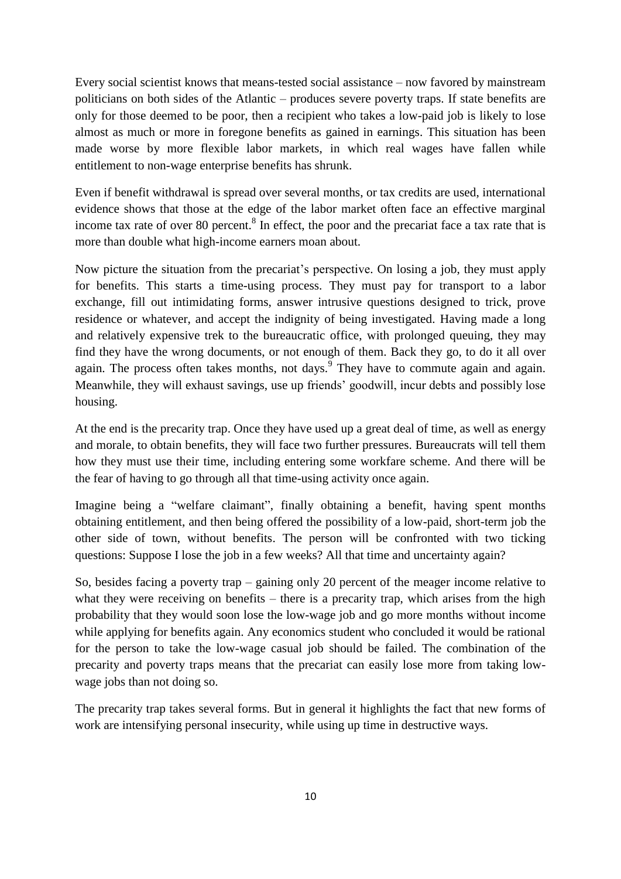Every social scientist knows that means-tested social assistance – now favored by mainstream politicians on both sides of the Atlantic – produces severe poverty traps. If state benefits are only for those deemed to be poor, then a recipient who takes a low-paid job is likely to lose almost as much or more in foregone benefits as gained in earnings. This situation has been made worse by more flexible labor markets, in which real wages have fallen while entitlement to non-wage enterprise benefits has shrunk.

Even if benefit withdrawal is spread over several months, or tax credits are used, international evidence shows that those at the edge of the labor market often face an effective marginal income tax rate of over 80 percent.[8] In effect, the poor and the precariat face a tax rate that is more than double what high-income earners moan about.

Now picture the situation from the precariat's perspective. On losing a job, they must apply for benefits. This starts a time-using process. They must pay for transport to a labor exchange, fill out intimidating forms, answer intrusive questions designed to trick, prove residence or whatever, and accept the indignity of being investigated. Having made a long and relatively expensive trek to the bureaucratic office, with prolonged queuing, they may find they have the wrong documents, or not enough of them. Back they go, to do it all over again. The process often takes months, not days.[9] They have to commute again and again. Meanwhile, they will exhaust savings, use up friends' goodwill, incur debts and possibly lose housing.

At the end is the precarity trap. Once they have used up a great deal of time, as well as energy and morale, to obtain benefits, they will face two further pressures. Bureaucrats will tell them how they must use their time, including entering some workfare scheme. And there will be the fear of having to go through all that time-using activity once again.

Imagine being a "welfare claimant", finally obtaining a benefit, having spent months obtaining entitlement, and then being offered the possibility of a low-paid, short-term job the other side of town, without benefits. The person will be confronted with two ticking questions: Suppose I lose the job in a few weeks? All that time and uncertainty again?

So, besides facing a poverty trap – gaining only 20 percent of the meager income relative to what they were receiving on benefits – there is a precarity trap, which arises from the high probability that they would soon lose the low-wage job and go more months without income while applying for benefits again. Any economics student who concluded it would be rational for the person to take the low-wage casual job should be failed. The combination of the precarity and poverty traps means that the precariat can easily lose more from taking low-wage jobs than not doing so.

The precarity trap takes several forms. But in general it highlights the fact that new forms of work are intensifying personal insecurity, while using up time in destructive ways.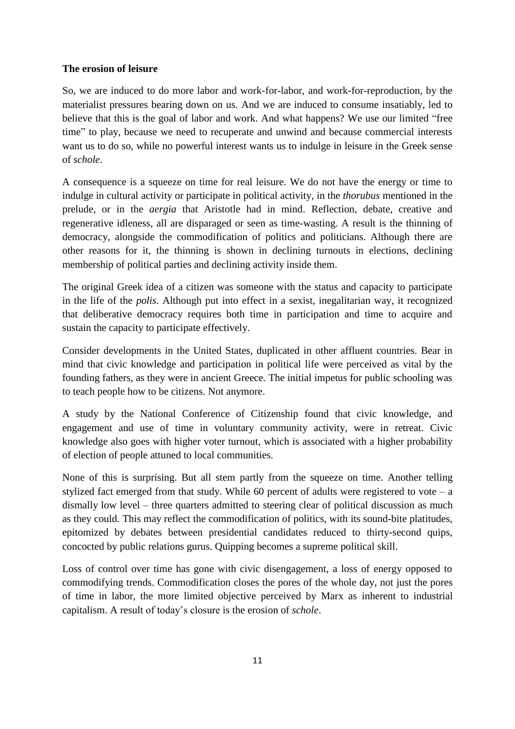**The erosion of leisure**

So, we are induced to do more labor and work-for-labor, and work-for-reproduction, by the materialist pressures bearing down on us. And we are induced to consume insatiably, led to believe that this is the goal of labor and work. And what happens? We use our limited "free time" to play, because we need to recuperate and unwind and because commercial interests want us to do so, while no powerful interest wants us to indulge in leisure in the Greek sense of *schole*.

A consequence is a squeeze on time for real leisure. We do not have the energy or time to indulge in cultural activity or participate in political activity, in the *thorubus* mentioned in the prelude, or in the *aergia* that Aristotle had in mind. Reflection, debate, creative and regenerative idleness, all are disparaged or seen as time-wasting. A result is the thinning of democracy, alongside the commodification of politics and politicians. Although there are other reasons for it, the thinning is shown in declining turnouts in elections, declining membership of political parties and declining activity inside them.

The original Greek idea of a citizen was someone with the status and capacity to participate in the life of the *polis*. Although put into effect in a sexist, inegalitarian way, it recognized that deliberative democracy requires both time in participation and time to acquire and sustain the capacity to participate effectively.

Consider developments in the United States, duplicated in other affluent countries. Bear in mind that civic knowledge and participation in political life were perceived as vital by the founding fathers, as they were in ancient Greece. The initial impetus for public schooling was to teach people how to be citizens. Not anymore.

A study by the National Conference of Citizenship found that civic knowledge, and engagement and use of time in voluntary community activity, were in retreat. Civic knowledge also goes with higher voter turnout, which is associated with a higher probability of election of people attuned to local communities.

None of this is surprising. But all stem partly from the squeeze on time. Another telling stylized fact emerged from that study. While 60 percent of adults were registered to vote – a dismally low level – three quarters admitted to steering clear of political discussion as much as they could. This may reflect the commodification of politics, with its sound-bite platitudes, epitomized by debates between presidential candidates reduced to thirty-second quips, concocted by public relations gurus. Quipping becomes a supreme political skill.

Loss of control over time has gone with civic disengagement, a loss of energy opposed to commodifying trends. Commodification closes the pores of the whole day, not just the pores of time in labor, the more limited objective perceived by Marx as inherent to industrial capitalism. A result of today's closure is the erosion of *schole*.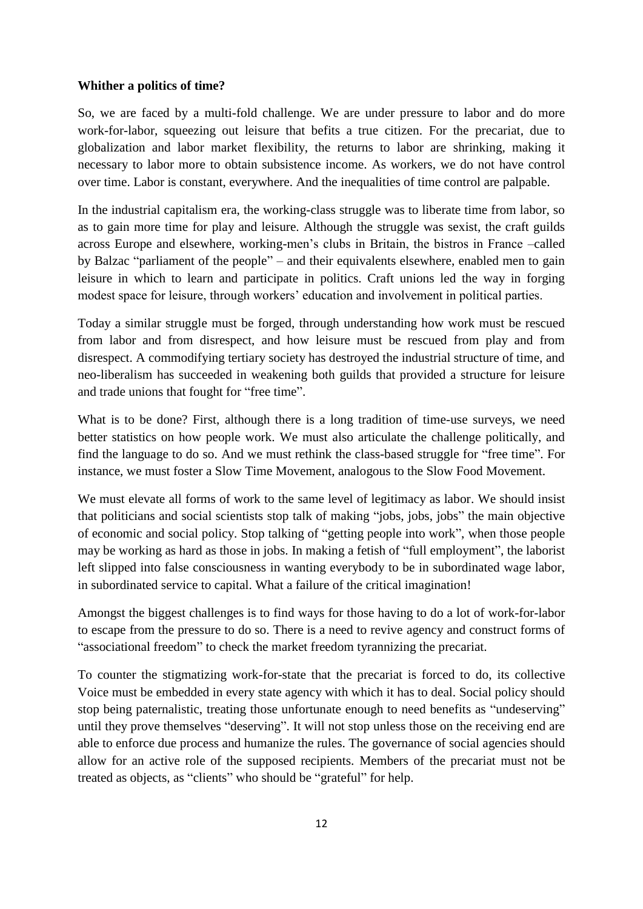**Whither a politics of time?**

So, we are faced by a multi-fold challenge. We are under pressure to labor and do more work-for-labor, squeezing out leisure that befits a true citizen. For the precariat, due to globalization and labor market flexibility, the returns to labor are shrinking, making it necessary to labor more to obtain subsistence income. As workers, we do not have control over time. Labor is constant, everywhere. And the inequalities of time control are palpable.

In the industrial capitalism era, the working-class struggle was to liberate time from labor, so as to gain more time for play and leisure. Although the struggle was sexist, the craft guilds across Europe and elsewhere, working-men's clubs in Britain, the bistros in France –called by Balzac "parliament of the people" – and their equivalents elsewhere, enabled men to gain leisure in which to learn and participate in politics. Craft unions led the way in forging modest space for leisure, through workers' education and involvement in political parties.

Today a similar struggle must be forged, through understanding how work must be rescued from labor and from disrespect, and how leisure must be rescued from play and from disrespect. A commodifying tertiary society has destroyed the industrial structure of time, and neo-liberalism has succeeded in weakening both guilds that provided a structure for leisure and trade unions that fought for "free time".

What is to be done? First, although there is a long tradition of time-use surveys, we need better statistics on how people work. We must also articulate the challenge politically, and find the language to do so. And we must rethink the class-based struggle for "free time". For instance, we must foster a Slow Time Movement, analogous to the Slow Food Movement.

We must elevate all forms of work to the same level of legitimacy as labor. We should insist that politicians and social scientists stop talk of making "jobs, jobs, jobs" the main objective of economic and social policy. Stop talking of "getting people into work", when those people may be working as hard as those in jobs. In making a fetish of "full employment", the laborist left slipped into false consciousness in wanting everybody to be in subordinated wage labor, in subordinated service to capital. What a failure of the critical imagination!

Amongst the biggest challenges is to find ways for those having to do a lot of work-for-labor to escape from the pressure to do so. There is a need to revive agency and construct forms of "associational freedom" to check the market freedom tyrannizing the precariat.

To counter the stigmatizing work-for-state that the precariat is forced to do, its collective Voice must be embedded in every state agency with which it has to deal. Social policy should stop being paternalistic, treating those unfortunate enough to need benefits as "undeserving" until they prove themselves "deserving". It will not stop unless those on the receiving end are able to enforce due process and humanize the rules. The governance of social agencies should allow for an active role of the supposed recipients. Members of the precariat must not be treated as objects, as "clients" who should be "grateful" for help.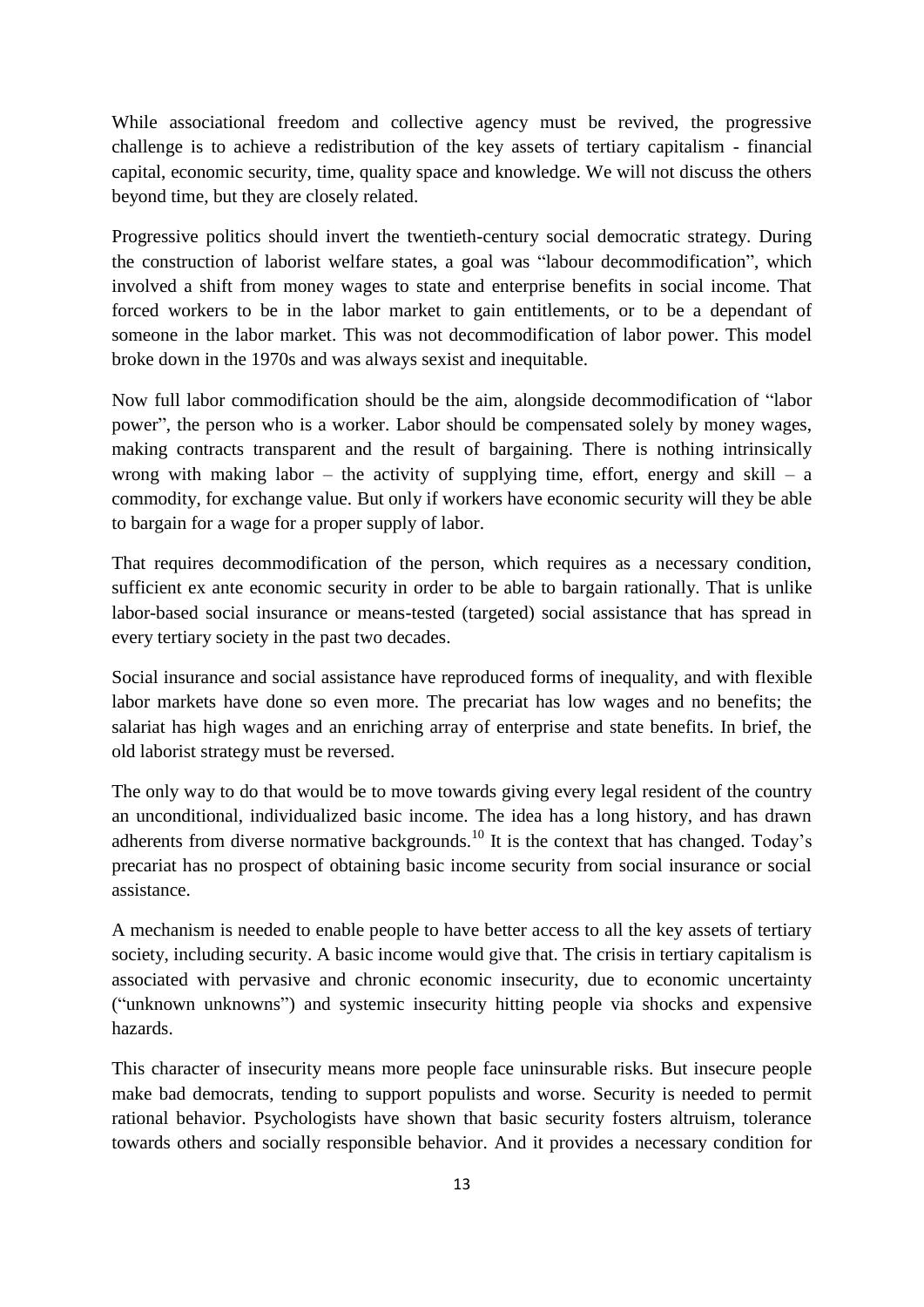While associational freedom and collective agency must be revived, the progressive challenge is to achieve a redistribution of the key assets of tertiary capitalism - financial capital, economic security, time, quality space and knowledge. We will not discuss the others beyond time, but they are closely related.

Progressive politics should invert the twentieth-century social democratic strategy. During the construction of laborist welfare states, a goal was "labour decommodification", which involved a shift from money wages to state and enterprise benefits in social income. That forced workers to be in the labor market to gain entitlements, or to be a dependant of someone in the labor market. This was not decommodification of labor power. This model broke down in the 1970s and was always sexist and inequitable.

Now full labor commodification should be the aim, alongside decommodification of "labor power", the person who is a worker. Labor should be compensated solely by money wages, making contracts transparent and the result of bargaining. There is nothing intrinsically wrong with making labor – the activity of supplying time, effort, energy and skill – a commodity, for exchange value. But only if workers have economic security will they be able to bargain for a wage for a proper supply of labor.

That requires decommodification of the person, which requires as a necessary condition, sufficient ex ante economic security in order to be able to bargain rationally. That is unlike labor-based social insurance or means-tested (targeted) social assistance that has spread in every tertiary society in the past two decades.

Social insurance and social assistance have reproduced forms of inequality, and with flexible labor markets have done so even more. The precariat has low wages and no benefits; the salariat has high wages and an enriching array of enterprise and state benefits. In brief, the old laborist strategy must be reversed.

The only way to do that would be to move towards giving every legal resident of the country an unconditional, individualized basic income. The idea has a long history, and has drawn adherents from diverse normative backgrounds.[10] It is the context that has changed. Today's precariat has no prospect of obtaining basic income security from social insurance or social assistance.

A mechanism is needed to enable people to have better access to all the key assets of tertiary society, including security. A basic income would give that. The crisis in tertiary capitalism is associated with pervasive and chronic economic insecurity, due to economic uncertainty ("unknown unknowns") and systemic insecurity hitting people via shocks and expensive hazards.

This character of insecurity means more people face uninsurable risks. But insecure people make bad democrats, tending to support populists and worse. Security is needed to permit rational behavior. Psychologists have shown that basic security fosters altruism, tolerance towards others and socially responsible behavior. And it provides a necessary condition for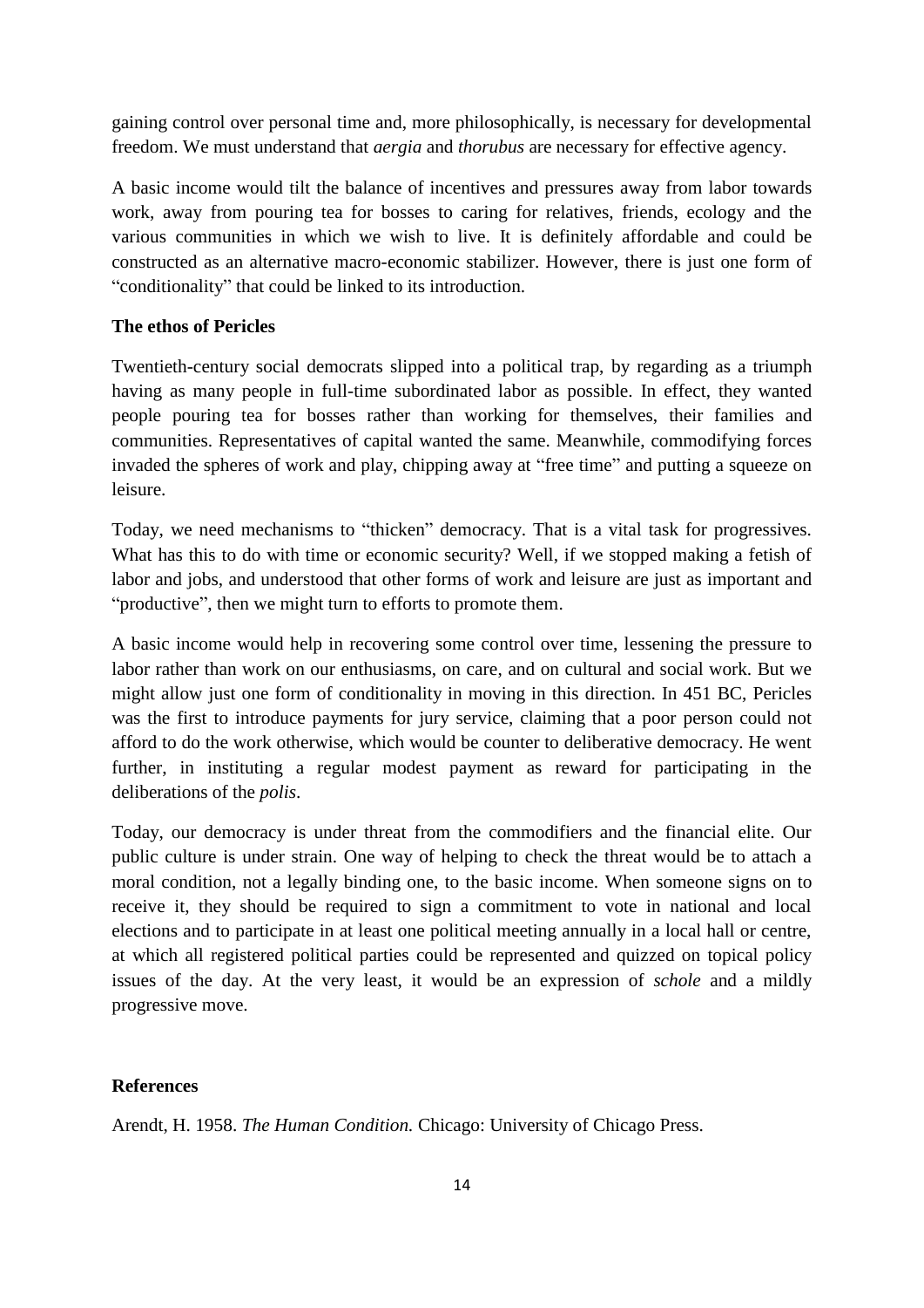gaining control over personal time and, more philosophically, is necessary for developmental freedom. We must understand that *aergia* and *thorubus* are necessary for effective agency.

A basic income would tilt the balance of incentives and pressures away from labor towards work, away from pouring tea for bosses to caring for relatives, friends, ecology and the various communities in which we wish to live. It is definitely affordable and could be constructed as an alternative macro-economic stabilizer. However, there is just one form of "conditionality" that could be linked to its introduction.

**The ethos of Pericles**

Twentieth-century social democrats slipped into a political trap, by regarding as a triumph having as many people in full-time subordinated labor as possible. In effect, they wanted people pouring tea for bosses rather than working for themselves, their families and communities. Representatives of capital wanted the same. Meanwhile, commodifying forces invaded the spheres of work and play, chipping away at "free time" and putting a squeeze on leisure.

Today, we need mechanisms to "thicken" democracy. That is a vital task for progressives. What has this to do with time or economic security? Well, if we stopped making a fetish of labor and jobs, and understood that other forms of work and leisure are just as important and "productive", then we might turn to efforts to promote them.

A basic income would help in recovering some control over time, lessening the pressure to labor rather than work on our enthusiasms, on care, and on cultural and social work. But we might allow just one form of conditionality in moving in this direction. In 451 BC, Pericles was the first to introduce payments for jury service, claiming that a poor person could not afford to do the work otherwise, which would be counter to deliberative democracy. He went further, in instituting a regular modest payment as reward for participating in the deliberations of the *polis*.

Today, our democracy is under threat from the commodifiers and the financial elite. Our public culture is under strain. One way of helping to check the threat would be to attach a moral condition, not a legally binding one, to the basic income. When someone signs on to receive it, they should be required to sign a commitment to vote in national and local elections and to participate in at least one political meeting annually in a local hall or centre, at which all registered political parties could be represented and quizzed on topical policy issues of the day. At the very least, it would be an expression of *schole* and a mildly progressive move.

**References**

Arendt, H. 1958. *The Human Condition.* Chicago: University of Chicago Press.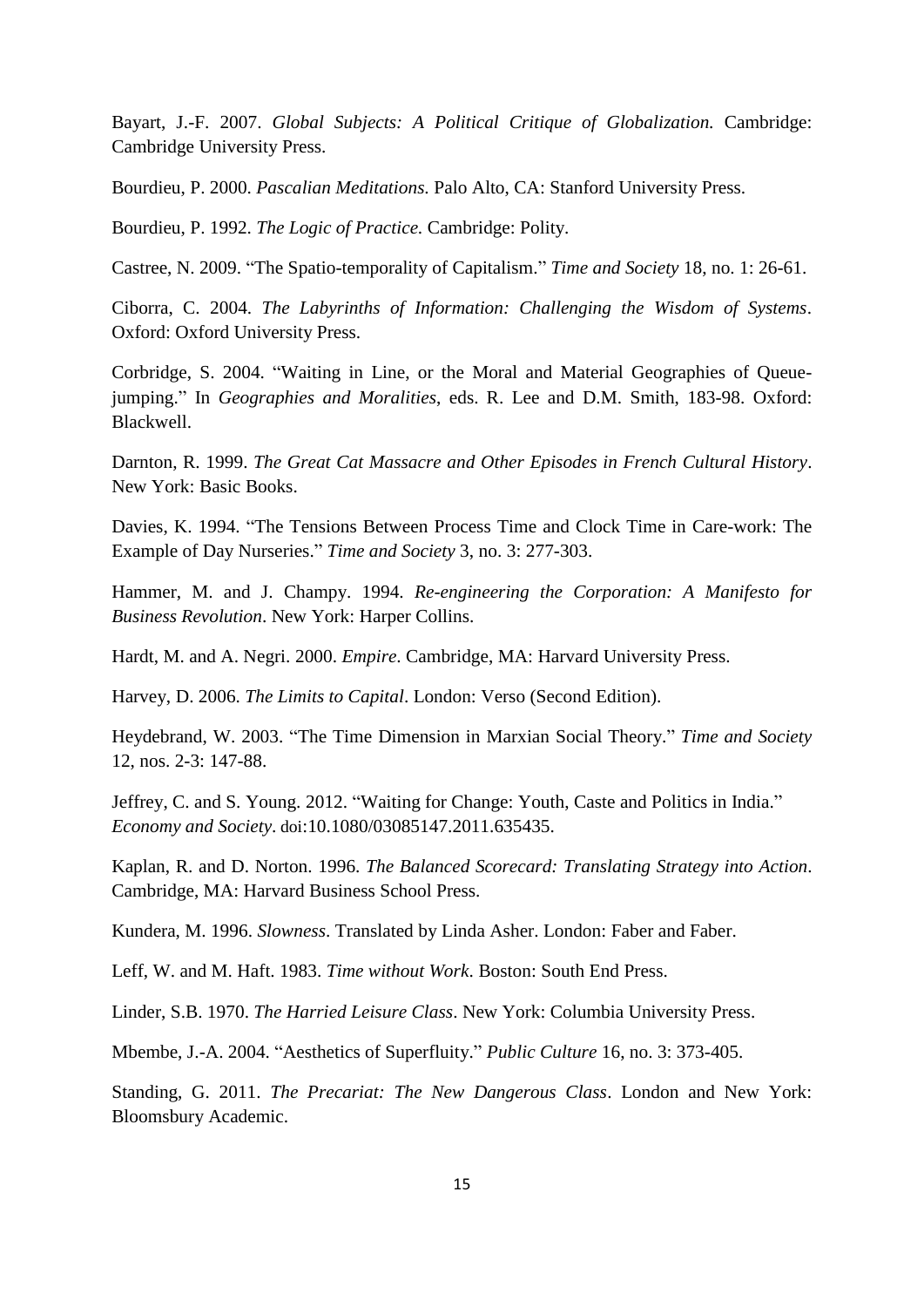Bayart, J.-F. 2007. *Global Subjects: A Political Critique of Globalization.* Cambridge: Cambridge University Press.

Bourdieu, P. 2000. *Pascalian Meditations.* Palo Alto, CA: Stanford University Press.

Bourdieu, P. 1992. *The Logic of Practice.* Cambridge: Polity.

Castree, N. 2009. "The Spatio-temporality of Capitalism." *Time and Society* 18, no. 1: 26-61.

Ciborra, C. 2004. *The Labyrinths of Information: Challenging the Wisdom of Systems*. Oxford: Oxford University Press.

Corbridge, S. 2004. "Waiting in Line, or the Moral and Material Geographies of Queue-jumping." In *Geographies and Moralities*, eds. R. Lee and D.M. Smith, 183-98. Oxford: Blackwell.

Darnton, R. 1999. *The Great Cat Massacre and Other Episodes in French Cultural History*. New York: Basic Books.

Davies, K. 1994. "The Tensions Between Process Time and Clock Time in Care-work: The Example of Day Nurseries." *Time and Society* 3, no. 3: 277-303.

Hammer, M. and J. Champy. 1994. *Re-engineering the Corporation: A Manifesto for Business Revolution*. New York: Harper Collins.

Hardt, M. and A. Negri. 2000. *Empire*. Cambridge, MA: Harvard University Press.

Harvey, D. 2006. *The Limits to Capital*. London: Verso (Second Edition).

Heydebrand, W. 2003. "The Time Dimension in Marxian Social Theory." *Time and Society* 12, nos. 2-3: 147-88.

Jeffrey, C. and S. Young. 2012. "Waiting for Change: Youth, Caste and Politics in India." *Economy and Society*. doi:10.1080/03085147.2011.635435.

Kaplan, R. and D. Norton. 1996. *The Balanced Scorecard: Translating Strategy into Action*. Cambridge, MA: Harvard Business School Press.

Kundera, M. 1996. *Slowness*. Translated by Linda Asher. London: Faber and Faber.

Leff, W. and M. Haft. 1983. *Time without Work*. Boston: South End Press.

Linder, S.B. 1970. *The Harried Leisure Class*. New York: Columbia University Press.

Mbembe, J.-A. 2004. "Aesthetics of Superfluity." *Public Culture* 16, no. 3: 373-405.

Standing, G. 2011. *The Precariat: The New Dangerous Class*. London and New York: Bloomsbury Academic.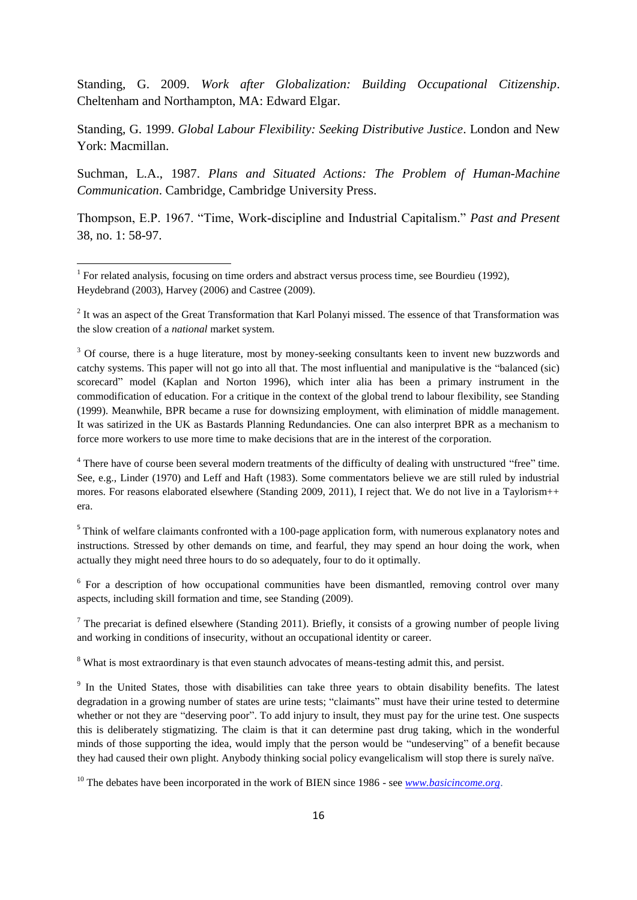Standing, G. 2009. *Work after Globalization: Building Occupational Citizenship*. Cheltenham and Northampton, MA: Edward Elgar.

Standing, G. 1999. *Global Labour Flexibility: Seeking Distributive Justice*. London and New York: Macmillan.

Suchman, L.A., 1987. *Plans and Situated Actions: The Problem of Human-Machine Communication*. Cambridge, Cambridge University Press.

Thompson, E.P. 1967. "Time, Work-discipline and Industrial Capitalism." *Past and Present* 38, no. 1: 58-97.

---

[1] For related analysis, focusing on time orders and abstract versus process time, see Bourdieu (1992), Heydebrand (2003), Harvey (2006) and Castree (2009).

[2] It was an aspect of the Great Transformation that Karl Polanyi missed. The essence of that Transformation was the slow creation of a *national* market system.

[3] Of course, there is a huge literature, most by money-seeking consultants keen to invent new buzzwords and catchy systems. This paper will not go into all that. The most influential and manipulative is the "balanced (sic) scorecard" model (Kaplan and Norton 1996), which inter alia has been a primary instrument in the commodification of education. For a critique in the context of the global trend to labour flexibility, see Standing (1999). Meanwhile, BPR became a ruse for downsizing employment, with elimination of middle management. It was satirized in the UK as Bastards Planning Redundancies. One can also interpret BPR as a mechanism to force more workers to use more time to make decisions that are in the interest of the corporation.

[4] There have of course been several modern treatments of the difficulty of dealing with unstructured "free" time. See, e.g., Linder (1970) and Leff and Haft (1983). Some commentators believe we are still ruled by industrial mores. For reasons elaborated elsewhere (Standing 2009, 2011), I reject that. We do not live in a Taylorism++ era.

[5] Think of welfare claimants confronted with a 100-page application form, with numerous explanatory notes and instructions. Stressed by other demands on time, and fearful, they may spend an hour doing the work, when actually they might need three hours to do so adequately, four to do it optimally.

[6] For a description of how occupational communities have been dismantled, removing control over many aspects, including skill formation and time, see Standing (2009).

[7] The precariat is defined elsewhere (Standing 2011). Briefly, it consists of a growing number of people living and working in conditions of insecurity, without an occupational identity or career.

[8] What is most extraordinary is that even staunch advocates of means-testing admit this, and persist.

[9] In the United States, those with disabilities can take three years to obtain disability benefits. The latest degradation in a growing number of states are urine tests; "claimants" must have their urine tested to determine whether or not they are "deserving poor". To add injury to insult, they must pay for the urine test. One suspects this is deliberately stigmatizing. The claim is that it can determine past drug taking, which in the wonderful minds of those supporting the idea, would imply that the person would be "undeserving" of a benefit because they had caused their own plight. Anybody thinking social policy evangelicalism will stop there is surely naïve.

[10] The debates have been incorporated in the work of BIEN since 1986 - see *www.basicincome.org*.